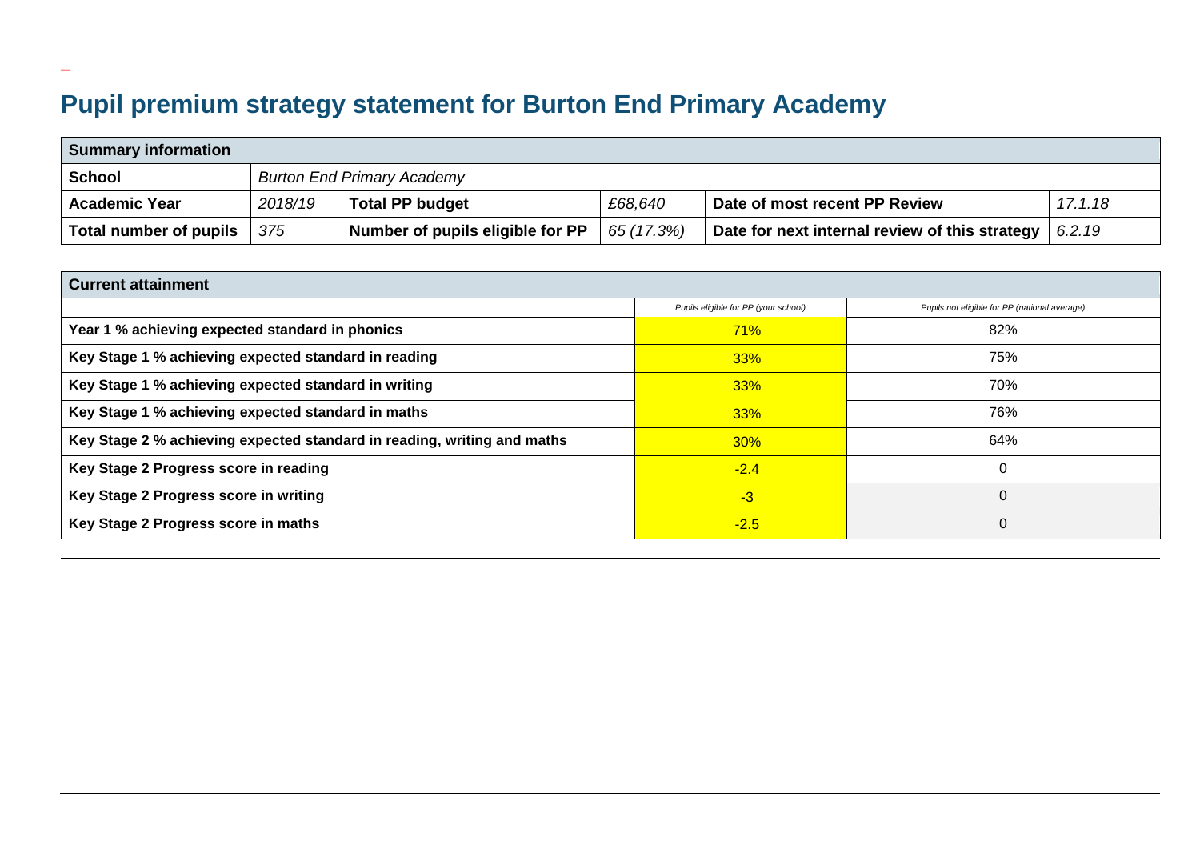# Pupil premium strategy statement for Burton End Primary Academy

| Summary information | | | | | |
|---|---|---|---|---|---|
| **School** | *Burton End Primary Academy* | | | | |
| **Academic Year** | *2018/19* | **Total PP budget** | *£68,640* | **Date of most recent PP Review** | *17.1.18* |
| **Total number of pupils** | *375* | **Number of pupils eligible for PP** | *65 (17.3%)* | **Date for next internal review of this strategy** | *6.2.19* |

| Current attainment | | |
|---|---|---|
| | *Pupils eligible for PP (your school)* | *Pupils not eligible for PP (national average)* |
| **Year 1 % achieving expected standard in phonics** | 71% | 82% |
| **Key Stage 1 % achieving expected standard in reading** | 33% | 75% |
| **Key Stage 1 % achieving expected standard in writing** | 33% | 70% |
| **Key Stage 1 % achieving expected standard in maths** | 33% | 76% |
| **Key Stage 2 % achieving expected standard in reading, writing and maths** | 30% | 64% |
| **Key Stage 2 Progress score in reading** | -2.4 | 0 |
| **Key Stage 2 Progress score in writing** | -3 | 0 |
| **Key Stage 2 Progress score in maths** | -2.5 | 0 |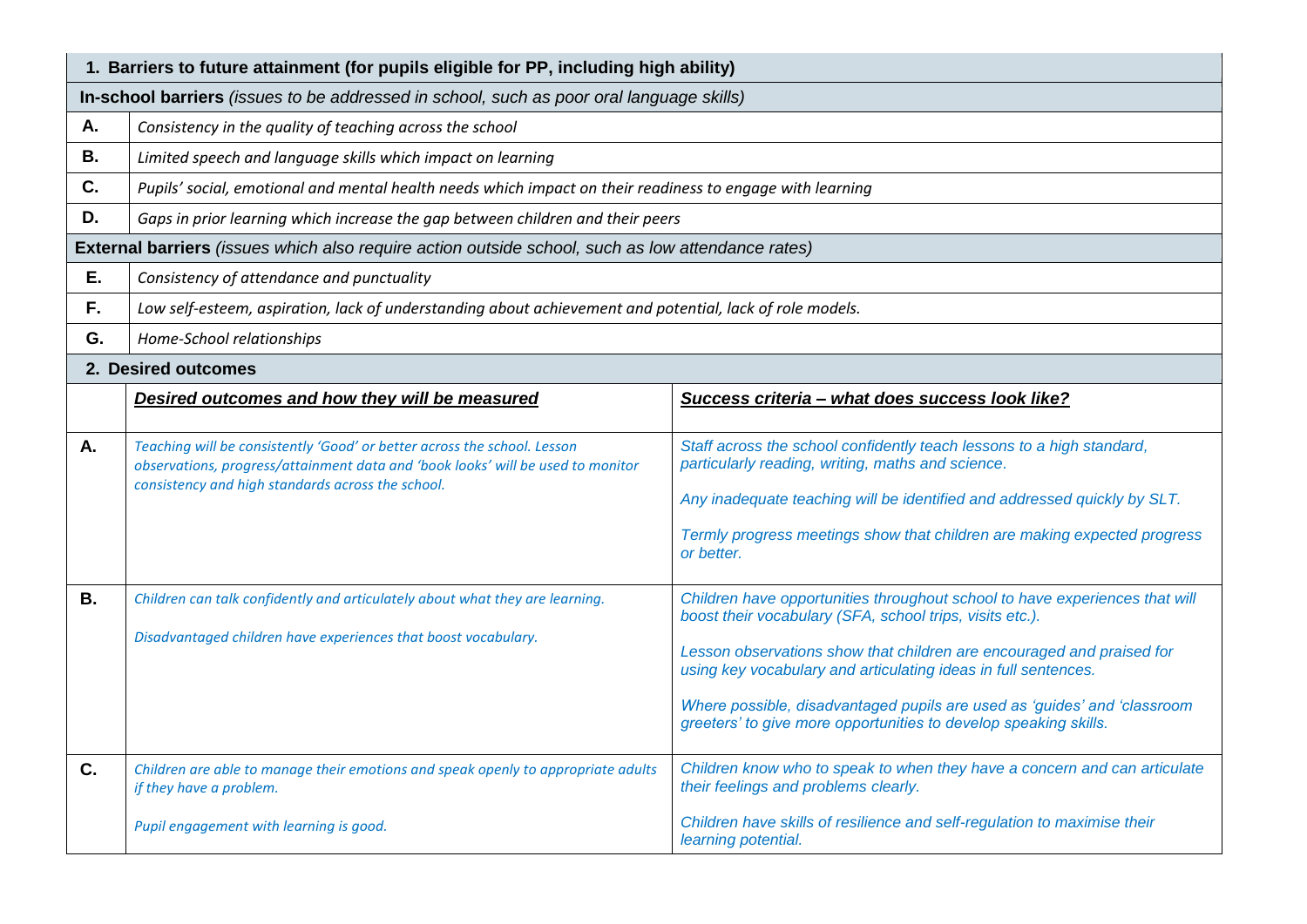| **1. Barriers to future attainment (for pupils eligible for PP, including high ability)** | | |
|---|---|---|
| **In-school barriers** *(issues to be addressed in school, such as poor oral language skills)* | | |
| **A.** | *Consistency in the quality of teaching across the school* | |
| **B.** | *Limited speech and language skills which impact on learning* | |
| **C.** | *Pupils' social, emotional and mental health needs which impact on their readiness to engage with learning* | |
| **D.** | *Gaps in prior learning which increase the gap between children and their peers* | |
| **External barriers** *(issues which also require action outside school, such as low attendance rates)* | | |
| **E.** | *Consistency of attendance and punctuality* | |
| **F.** | *Low self-esteem, aspiration, lack of understanding about achievement and potential, lack of role models.* | |
| **G.** | *Home-School relationships* | |
| **2. Desired outcomes** | | |
| | ***Desired outcomes and how they will be measured*** | ***Success criteria – what does success look like?*** |
| **A.** | *Teaching will be consistently 'Good' or better across the school. Lesson observations, progress/attainment data and 'book looks' will be used to monitor consistency and high standards across the school.* | *Staff across the school confidently teach lessons to a high standard, particularly reading, writing, maths and science.*<br><br>*Any inadequate teaching will be identified and addressed quickly by SLT.*<br><br>*Termly progress meetings show that children are making expected progress or better.* |
| **B.** | *Children can talk confidently and articulately about what they are learning.*<br><br>*Disadvantaged children have experiences that boost vocabulary.* | *Children have opportunities throughout school to have experiences that will boost their vocabulary (SFA, school trips, visits etc.).*<br><br>*Lesson observations show that children are encouraged and praised for using key vocabulary and articulating ideas in full sentences.*<br><br>*Where possible, disadvantaged pupils are used as 'guides' and 'classroom greeters' to give more opportunities to develop speaking skills.* |
| **C.** | *Children are able to manage their emotions and speak openly to appropriate adults if they have a problem.*<br><br>*Pupil engagement with learning is good.* | *Children know who to speak to when they have a concern and can articulate their feelings and problems clearly.*<br><br>*Children have skills of resilience and self-regulation to maximise their learning potential.* |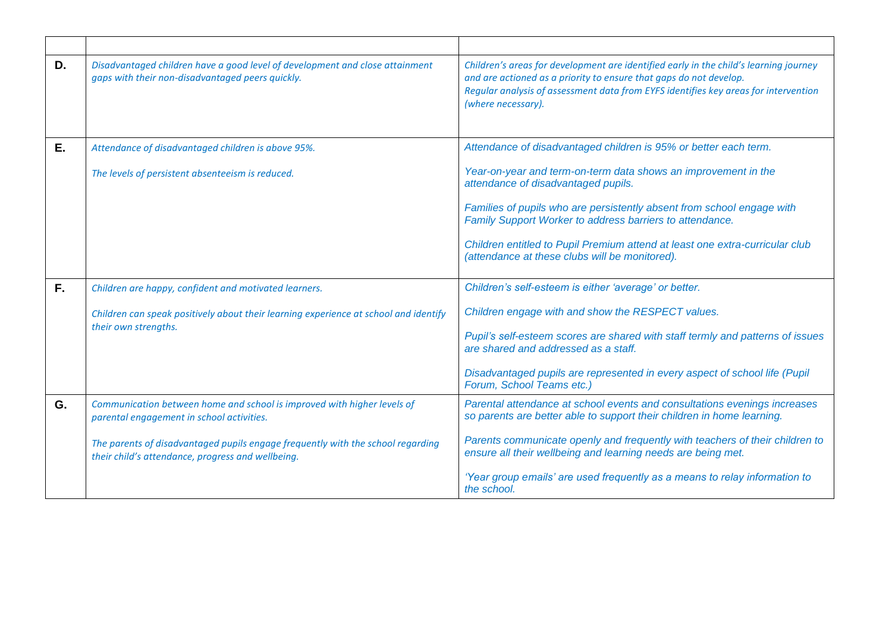| | | |
|---|---|---|
| **D.** | *Disadvantaged children have a good level of development and close attainment gaps with their non-disadvantaged peers quickly.* | *Children's areas for development are identified early in the child's learning journey and are actioned as a priority to ensure that gaps do not develop.*<br>*Regular analysis of assessment data from EYFS identifies key areas for intervention (where necessary).* |
| **E.** | *Attendance of disadvantaged children is above 95%.*<br><br>*The levels of persistent absenteeism is reduced.* | *Attendance of disadvantaged children is 95% or better each term.*<br><br>*Year-on-year and term-on-term data shows an improvement in the attendance of disadvantaged pupils.*<br><br>*Families of pupils who are persistently absent from school engage with Family Support Worker to address barriers to attendance.*<br><br>*Children entitled to Pupil Premium attend at least one extra-curricular club (attendance at these clubs will be monitored).* |
| **F.** | *Children are happy, confident and motivated learners.*<br><br>*Children can speak positively about their learning experience at school and identify their own strengths.* | *Children's self-esteem is either 'average' or better.*<br><br>*Children engage with and show the RESPECT values.*<br><br>*Pupil's self-esteem scores are shared with staff termly and patterns of issues are shared and addressed as a staff.*<br><br>*Disadvantaged pupils are represented in every aspect of school life (Pupil Forum, School Teams etc.)* |
| **G.** | *Communication between home and school is improved with higher levels of parental engagement in school activities.*<br><br>*The parents of disadvantaged pupils engage frequently with the school regarding their child's attendance, progress and wellbeing.* | *Parental attendance at school events and consultations evenings increases so parents are better able to support their children in home learning.*<br><br>*Parents communicate openly and frequently with teachers of their children to ensure all their wellbeing and learning needs are being met.*<br><br>*'Year group emails' are used frequently as a means to relay information to the school.* |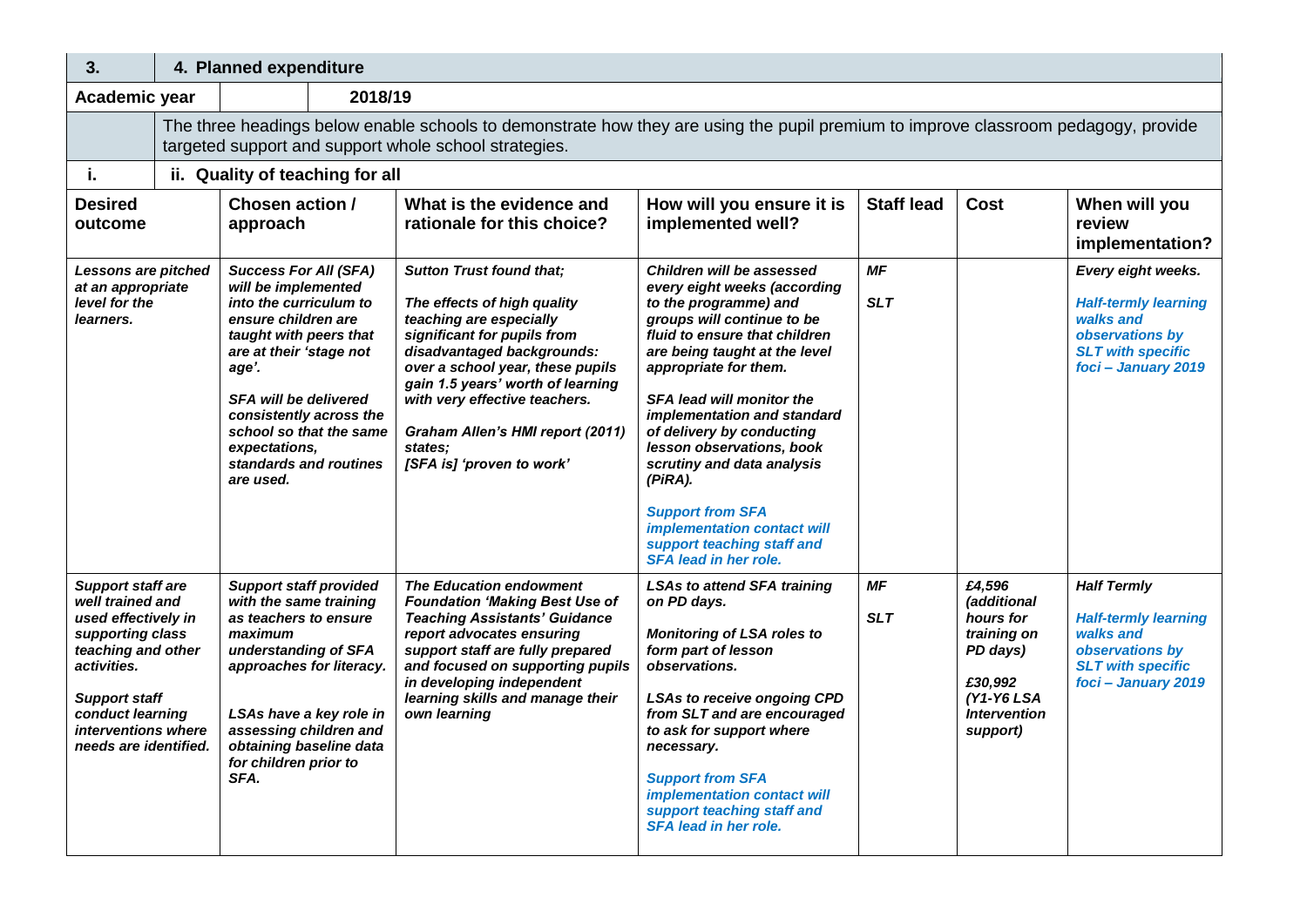| 3. | 4. Planned expenditure | | | | | |
|---|---|---|---|---|---|---|
| **Academic year** | **2018/19** | | | | | |
| The three headings below enable schools to demonstrate how they are using the pupil premium to improve classroom pedagogy, provide targeted support and support whole school strategies. | | | | | | |
| **i.** | **ii. Quality of teaching for all** | | | | | |
| **Desired outcome** | **Chosen action / approach** | **What is the evidence and rationale for this choice?** | **How will you ensure it is implemented well?** | **Staff lead** | **Cost** | **When will you review implementation?** |
| ***Lessons are pitched at an appropriate level for the learners.*** | ***Success For All (SFA) will be implemented into the curriculum to ensure children are taught with peers that are at their 'stage not age'.*** <br><br> ***SFA will be delivered consistently across the school so that the same expectations, standards and routines are used.*** | ***Sutton Trust found that;*** <br><br> ***The effects of high quality teaching are especially significant for pupils from disadvantaged backgrounds: over a school year, these pupils gain 1.5 years' worth of learning with very effective teachers.*** <br><br> ***Graham Allen's HMI report (2011) states;*** <br> ***[SFA is] 'proven to work'*** | ***Children will be assessed every eight weeks (according to the programme) and groups will continue to be fluid to ensure that children are being taught at the level appropriate for them.*** <br><br> ***SFA lead will monitor the implementation and standard of delivery by conducting lesson observations, book scrutiny and data analysis (PiRA).*** <br><br> ***Support from SFA implementation contact will support teaching staff and SFA lead in her role.*** | ***MF*** <br><br> ***SLT*** | | ***Every eight weeks.*** <br><br> ***Half-termly learning walks and observations by SLT with specific foci – January 2019*** |
| ***Support staff are well trained and used effectively in supporting class teaching and other activities.*** <br><br> ***Support staff conduct learning interventions where needs are identified.*** | ***Support staff provided with the same training as teachers to ensure maximum understanding of SFA approaches for literacy.*** <br><br> ***LSAs have a key role in assessing children and obtaining baseline data for children prior to SFA.*** | ***The Education endowment Foundation 'Making Best Use of Teaching Assistants' Guidance report advocates ensuring support staff are fully prepared and focused on supporting pupils in developing independent learning skills and manage their own learning*** | ***LSAs to attend SFA training on PD days.*** <br><br> ***Monitoring of LSA roles to form part of lesson observations.*** <br><br> ***LSAs to receive ongoing CPD from SLT and are encouraged to ask for support where necessary.*** <br><br> ***Support from SFA implementation contact will support teaching staff and SFA lead in her role.*** | ***MF*** <br><br> ***SLT*** | ***£4,596 (additional hours for training on PD days)*** <br><br> ***£30,992 (Y1-Y6 LSA Intervention support)*** | ***Half Termly*** <br><br> ***Half-termly learning walks and observations by SLT with specific foci – January 2019*** |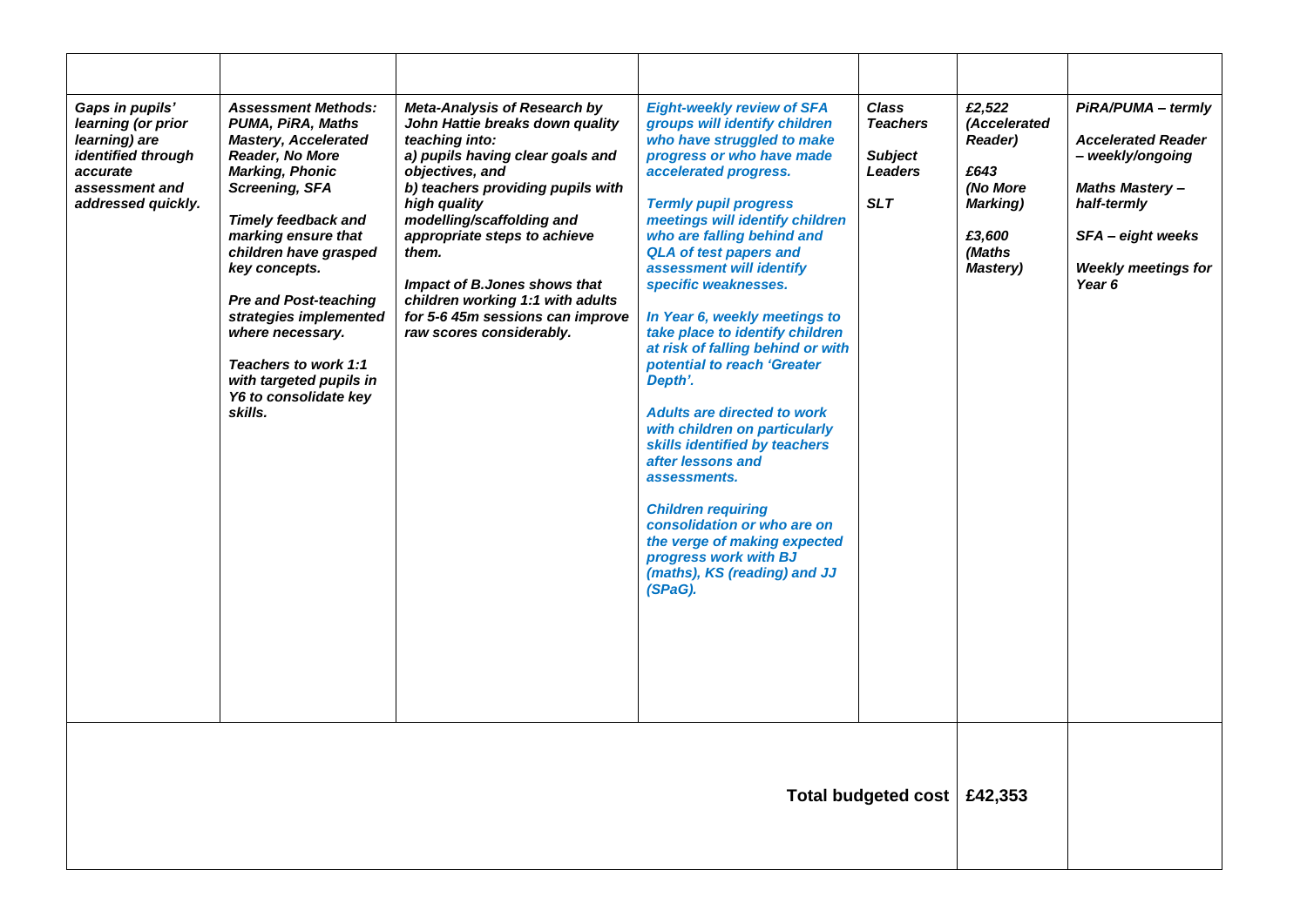| | | | | | | |
|---|---|---|---|---|---|---|
| *Gaps in pupils' learning (or prior learning) are identified through accurate assessment and addressed quickly.* | *Assessment Methods: PUMA, PiRA, Maths Mastery, Accelerated Reader, No More Marking, Phonic Screening, SFA*<br><br>*Timely feedback and marking ensure that children have grasped key concepts.*<br><br>*Pre and Post-teaching strategies implemented where necessary.*<br><br>*Teachers to work 1:1 with targeted pupils in Y6 to consolidate key skills.* | *Meta-Analysis of Research by John Hattie breaks down quality teaching into:*<br>*a) pupils having clear goals and objectives, and*<br>*b) teachers providing pupils with high quality modelling/scaffolding and appropriate steps to achieve them.*<br><br>*Impact of B.Jones shows that children working 1:1 with adults for 5-6 45m sessions can improve raw scores considerably.* | *Eight-weekly review of SFA groups will identify children who have struggled to make progress or who have made accelerated progress.*<br><br>*Termly pupil progress meetings will identify children who are falling behind and QLA of test papers and assessment will identify specific weaknesses.*<br><br>*In Year 6, weekly meetings to take place to identify children at risk of falling behind or with potential to reach 'Greater Depth'.*<br><br>*Adults are directed to work with children on particularly skills identified by teachers after lessons and assessments.*<br><br>*Children requiring consolidation or who are on the verge of making expected progress work with BJ (maths), KS (reading) and JJ (SPaG).* | *Class Teachers*<br><br>*Subject Leaders*<br><br>*SLT* | *£2,522 (Accelerated Reader)*<br><br>*£643 (No More Marking)*<br><br>*£3,600 (Maths Mastery)* | *PiRA/PUMA – termly*<br><br>*Accelerated Reader – weekly/ongoing*<br><br>*Maths Mastery – half-termly*<br><br>*SFA – eight weeks*<br><br>*Weekly meetings for Year 6* |
| | | | | **Total budgeted cost** | **£42,353** | |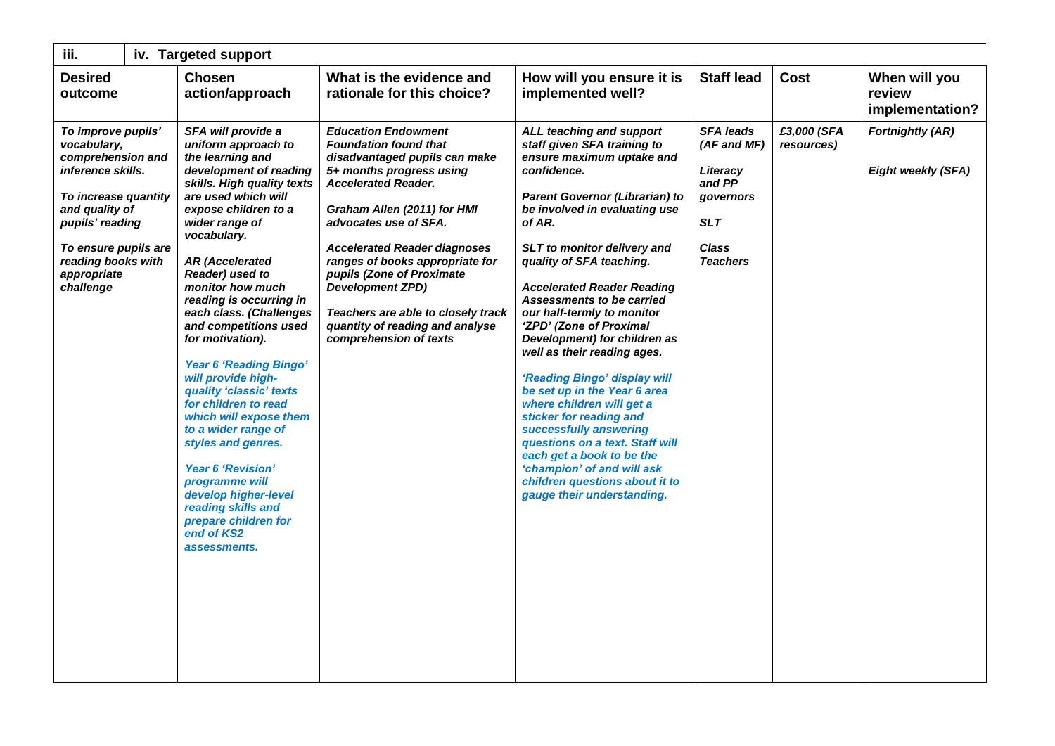| iii. | iv. Targeted support | | | | | |
|---|---|---|---|---|---|---|
| **Desired outcome** | **Chosen action/approach** | **What is the evidence and rationale for this choice?** | **How will you ensure it is implemented well?** | **Staff lead** | **Cost** | **When will you review implementation?** |
| ***To improve pupils' vocabulary, comprehension and inference skills.***<br><br>***To increase quantity and quality of pupils' reading***<br><br>***To ensure pupils are reading books with appropriate challenge*** | ***SFA will provide a uniform approach to the learning and development of reading skills. High quality texts are used which will expose children to a wider range of vocabulary.***<br><br>***AR (Accelerated Reader) used to monitor how much reading is occurring in each class. (Challenges and competitions used for motivation).***<br><br>***Year 6 'Reading Bingo' will provide high-quality 'classic' texts for children to read which will expose them to a wider range of styles and genres.***<br><br>***Year 6 'Revision' programme will develop higher-level reading skills and prepare children for end of KS2 assessments.*** | ***Education Endowment Foundation found that disadvantaged pupils can make 5+ months progress using Accelerated Reader.***<br><br>***Graham Allen (2011) for HMI advocates use of SFA.***<br><br>***Accelerated Reader diagnoses ranges of books appropriate for pupils (Zone of Proximate Development ZPD)***<br><br>***Teachers are able to closely track quantity of reading and analyse comprehension of texts*** | ***ALL teaching and support staff given SFA training to ensure maximum uptake and confidence.***<br><br>***Parent Governor (Librarian) to be involved in evaluating use of AR.***<br><br>***SLT to monitor delivery and quality of SFA teaching.***<br><br>***Accelerated Reader Reading Assessments to be carried our half-termly to monitor 'ZPD' (Zone of Proximal Development) for children as well as their reading ages.***<br><br>***'Reading Bingo' display will be set up in the Year 6 area where children will get a sticker for reading and successfully answering questions on a text. Staff will each get a book to be the 'champion' of and will ask children questions about it to gauge their understanding.*** | ***SFA leads (AF and MF)***<br><br>***Literacy and PP governors***<br><br>***SLT***<br><br>***Class Teachers*** | ***£3,000 (SFA resources)*** | ***Fortnightly (AR)***<br><br>***Eight weekly (SFA)*** |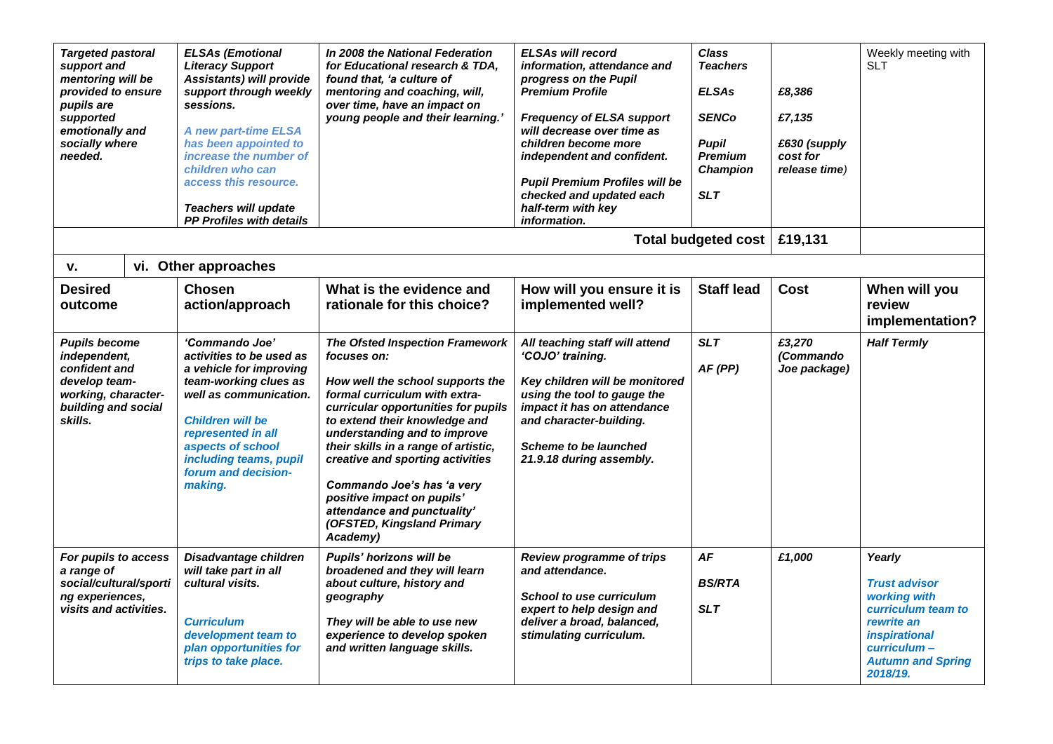| *Targeted pastoral support and mentoring will be provided to ensure pupils are supported emotionally and socially where needed.* | ***ELSAs (Emotional Literacy Support Assistants) will provide support through weekly sessions.*** ***A new part-time ELSA has been appointed to increase the number of children who can access this resource.*** ***Teachers will update PP Profiles with details*** | ***In 2008 the National Federation for Educational research & TDA, found that, 'a culture of mentoring and coaching, will, over time, have an impact on young people and their learning.'*** | ***ELSAs will record information, attendance and progress on the Pupil Premium Profile*** ***Frequency of ELSA support will decrease over time as children become more independent and confident.*** ***Pupil Premium Profiles will be checked and updated each half-term with key information.*** | ***Class Teachers*** ***ELSAs*** ***SENCo*** ***Pupil Premium Champion*** ***SLT*** | ***£8,386*** ***£7,135*** ***£630 (supply cost for release time)*** | Weekly meeting with SLT |
|---|---|---|---|---|---|---|
| | | | | **Total budgeted cost** | **£19,131** | |

**v.** **vi. Other approaches**

| Desired outcome | Chosen action/approach | What is the evidence and rationale for this choice? | How will you ensure it is implemented well? | Staff lead | Cost | When will you review implementation? |
|---|---|---|---|---|---|---|
| ***Pupils become independent, confident and develop team-working, character-building and social skills.*** | ***'Commando Joe' activities to be used as a vehicle for improving team-working clues as well as communication.*** ***Children will be represented in all aspects of school including teams, pupil forum and decision-making.*** | ***The Ofsted Inspection Framework focuses on:*** ***How well the school supports the formal curriculum with extra-curricular opportunities for pupils to extend their knowledge and understanding and to improve their skills in a range of artistic, creative and sporting activities*** ***Commando Joe's has 'a very positive impact on pupils' attendance and punctuality' (OFSTED, Kingsland Primary Academy)*** | ***All teaching staff will attend 'COJO' training.*** ***Key children will be monitored using the tool to gauge the impact it has on attendance and character-building.*** ***Scheme to be launched 21.9.18 during assembly.*** | ***SLT*** ***AF (PP)*** | ***£3,270 (Commando Joe package)*** | ***Half Termly*** |
| ***For pupils to access a range of social/cultural/sporting experiences, visits and activities.*** | ***Disadvantage children will take part in all cultural visits.*** ***Curriculum development team to plan opportunities for trips to take place.*** | ***Pupils' horizons will be broadened and they will learn about culture, history and geography*** ***They will be able to use new experience to develop spoken and written language skills.*** | ***Review programme of trips and attendance.*** ***School to use curriculum expert to help design and deliver a broad, balanced, stimulating curriculum.*** | ***AF*** ***BS/RTA*** ***SLT*** | ***£1,000*** | ***Yearly*** ***Trust advisor working with curriculum team to rewrite an inspirational curriculum – Autumn and Spring 2018/19.*** |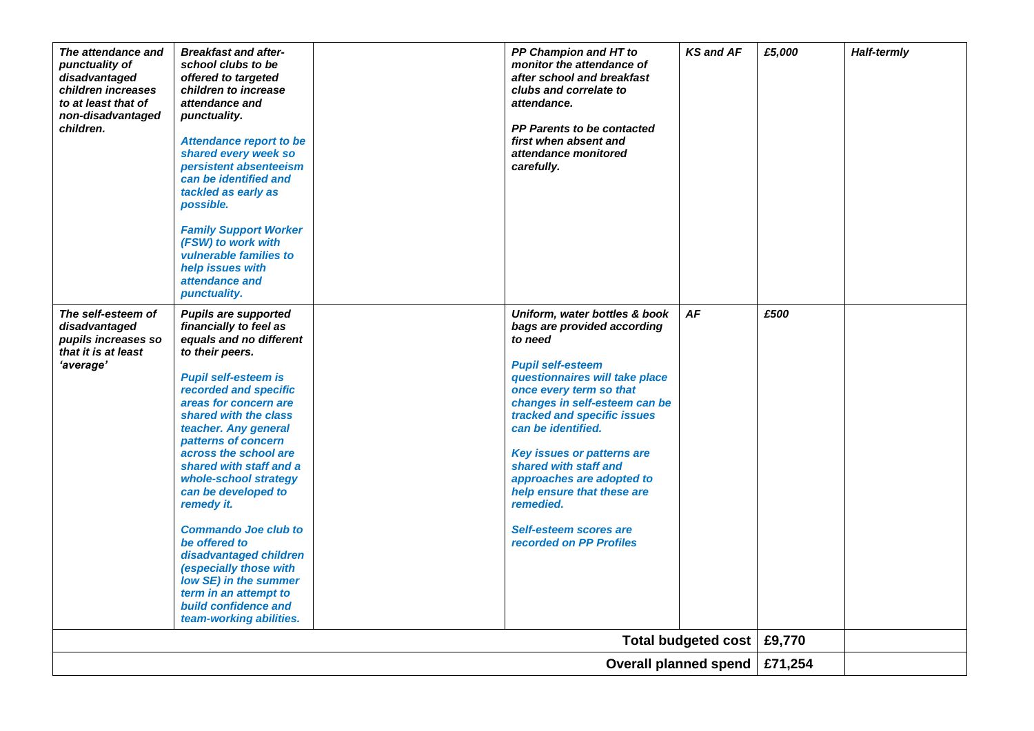| | | | | | | |
|---|---|---|---|---|---|---|
| *The attendance and punctuality of disadvantaged children increases to at least that of non-disadvantaged children.* | *Breakfast and after-school clubs to be offered to targeted children to increase attendance and punctuality.*<br><br>*Attendance report to be shared every week so persistent absenteeism can be identified and tackled as early as possible.*<br><br>*Family Support Worker (FSW) to work with vulnerable families to help issues with attendance and punctuality.* | | *PP Champion and HT to monitor the attendance of after school and breakfast clubs and correlate to attendance.*<br><br>*PP Parents to be contacted first when absent and attendance monitored carefully.* | *KS and AF* | *£5,000* | *Half-termly* |
| *The self-esteem of disadvantaged pupils increases so that it is at least 'average'* | *Pupils are supported financially to feel as equals and no different to their peers.*<br><br>*Pupil self-esteem is recorded and specific areas for concern are shared with the class teacher. Any general patterns of concern across the school are shared with staff and a whole-school strategy can be developed to remedy it.*<br><br>*Commando Joe club to be offered to disadvantaged children (especially those with low SE) in the summer term in an attempt to build confidence and team-working abilities.* | | *Uniform, water bottles & book bags are provided according to need*<br><br>*Pupil self-esteem questionnaires will take place once every term so that changes in self-esteem can be tracked and specific issues can be identified.*<br><br>*Key issues or patterns are shared with staff and approaches are adopted to help ensure that these are remedied.*<br><br>*Self-esteem scores are recorded on PP Profiles* | *AF* | *£500* | |
| | | | | **Total budgeted cost** | **£9,770** | |
| | | | | **Overall planned spend** | **£71,254** | |